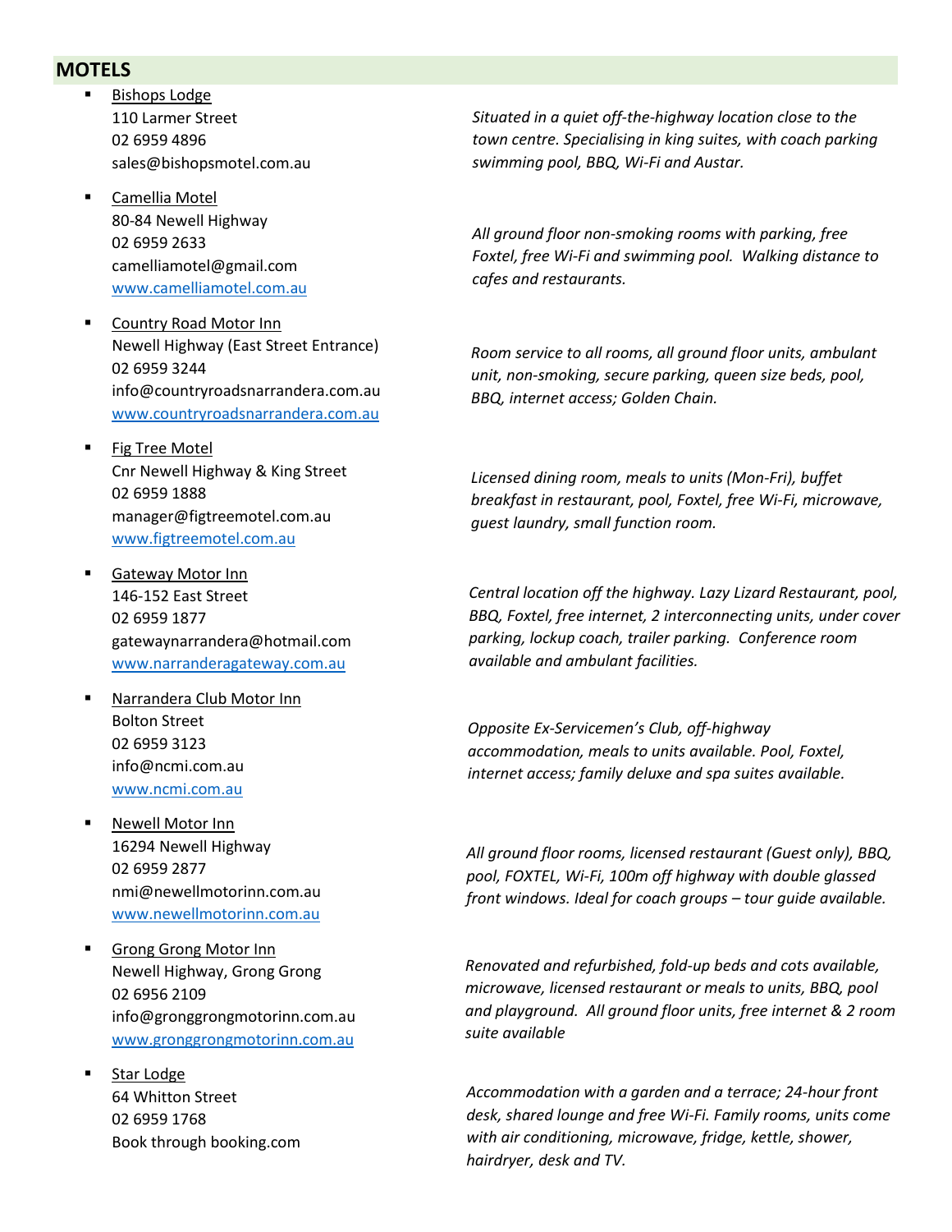## MOTELS

- Bishops Lodge
  110 Larmer Street
  02 6959 4896
  sales@bishopsmotel.com.au

  *Situated in a quiet off-the-highway location close to the town centre. Specialising in king suites, with coach parking swimming pool, BBQ, Wi-Fi and Austar.*

- Camellia Motel
  80-84 Newell Highway
  02 6959 2633
  camelliamotel@gmail.com
  www.camelliamotel.com.au

  *All ground floor non-smoking rooms with parking, free Foxtel, free Wi-Fi and swimming pool. Walking distance to cafes and restaurants.*

- Country Road Motor Inn
  Newell Highway (East Street Entrance)
  02 6959 3244
  info@countryroadsnarrandera.com.au
  www.countryroadsnarrandera.com.au

  *Room service to all rooms, all ground floor units, ambulant unit, non-smoking, secure parking, queen size beds, pool, BBQ, internet access; Golden Chain.*

- Fig Tree Motel
  Cnr Newell Highway & King Street
  02 6959 1888
  manager@figtreemotel.com.au
  www.figtreemotel.com.au

  *Licensed dining room, meals to units (Mon-Fri), buffet breakfast in restaurant, pool, Foxtel, free Wi-Fi, microwave, guest laundry, small function room.*

- Gateway Motor Inn
  146-152 East Street
  02 6959 1877
  gatewaynarrandera@hotmail.com
  www.narranderagateway.com.au

  *Central location off the highway. Lazy Lizard Restaurant, pool, BBQ, Foxtel, free internet, 2 interconnecting units, under cover parking, lockup coach, trailer parking. Conference room available and ambulant facilities.*

- Narrandera Club Motor Inn
  Bolton Street
  02 6959 3123
  info@ncmi.com.au
  www.ncmi.com.au

  *Opposite Ex-Servicemen's Club, off-highway accommodation, meals to units available. Pool, Foxtel, internet access; family deluxe and spa suites available.*

- Newell Motor Inn
  16294 Newell Highway
  02 6959 2877
  nmi@newellmotorinn.com.au
  www.newellmotorinn.com.au

  *All ground floor rooms, licensed restaurant (Guest only), BBQ, pool, FOXTEL, Wi-Fi, 100m off highway with double glassed front windows. Ideal for coach groups – tour guide available.*

- Grong Grong Motor Inn
  Newell Highway, Grong Grong
  02 6956 2109
  info@gronggrongmotorinn.com.au
  www.gronggrongmotorinn.com.au

  *Renovated and refurbished, fold-up beds and cots available, microwave, licensed restaurant or meals to units, BBQ, pool and playground. All ground floor units, free internet & 2 room suite available*

- Star Lodge
  64 Whitton Street
  02 6959 1768
  Book through booking.com

  *Accommodation with a garden and a terrace; 24-hour front desk, shared lounge and free Wi-Fi. Family rooms, units come with air conditioning, microwave, fridge, kettle, shower, hairdryer, desk and TV.*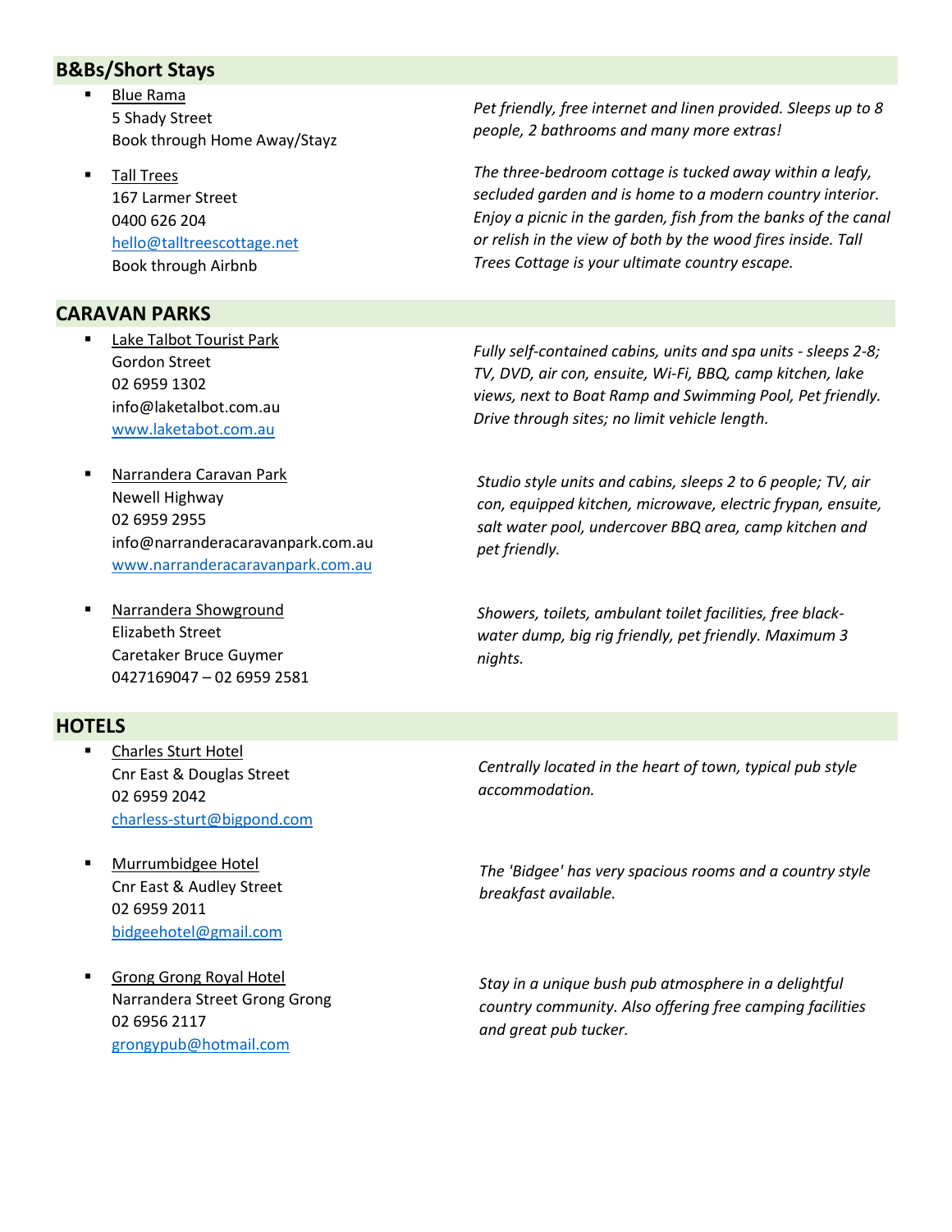## B&Bs/Short Stays

- Blue Rama
  5 Shady Street
  Book through Home Away/Stayz

  *Pet friendly, free internet and linen provided. Sleeps up to 8 people, 2 bathrooms and many more extras!*

- Tall Trees
  167 Larmer Street
  0400 626 204
  hello@talltreescottage.net
  Book through Airbnb

  *The three-bedroom cottage is tucked away within a leafy, secluded garden and is home to a modern country interior. Enjoy a picnic in the garden, fish from the banks of the canal or relish in the view of both by the wood fires inside. Tall Trees Cottage is your ultimate country escape.*

## CARAVAN PARKS

- Lake Talbot Tourist Park
  Gordon Street
  02 6959 1302
  info@laketalbot.com.au
  www.laketabot.com.au

  *Fully self-contained cabins, units and spa units - sleeps 2-8; TV, DVD, air con, ensuite, Wi-Fi, BBQ, camp kitchen, lake views, next to Boat Ramp and Swimming Pool, Pet friendly. Drive through sites; no limit vehicle length.*

- Narrandera Caravan Park
  Newell Highway
  02 6959 2955
  info@narranderacaravanpark.com.au
  www.narranderacaravanpark.com.au

  *Studio style units and cabins, sleeps 2 to 6 people; TV, air con, equipped kitchen, microwave, electric frypan, ensuite, salt water pool, undercover BBQ area, camp kitchen and pet friendly.*

- Narrandera Showground
  Elizabeth Street
  Caretaker Bruce Guymer
  0427169047 – 02 6959 2581

  *Showers, toilets, ambulant toilet facilities, free black-water dump, big rig friendly, pet friendly. Maximum 3 nights.*

## HOTELS

- Charles Sturt Hotel
  Cnr East & Douglas Street
  02 6959 2042
  charless-sturt@bigpond.com

  *Centrally located in the heart of town, typical pub style accommodation.*

- Murrumbidgee Hotel
  Cnr East & Audley Street
  02 6959 2011
  bidgeehotel@gmail.com

  *The 'Bidgee' has very spacious rooms and a country style breakfast available.*

- Grong Grong Royal Hotel
  Narrandera Street Grong Grong
  02 6956 2117
  grongypub@hotmail.com

  *Stay in a unique bush pub atmosphere in a delightful country community. Also offering free camping facilities and great pub tucker.*